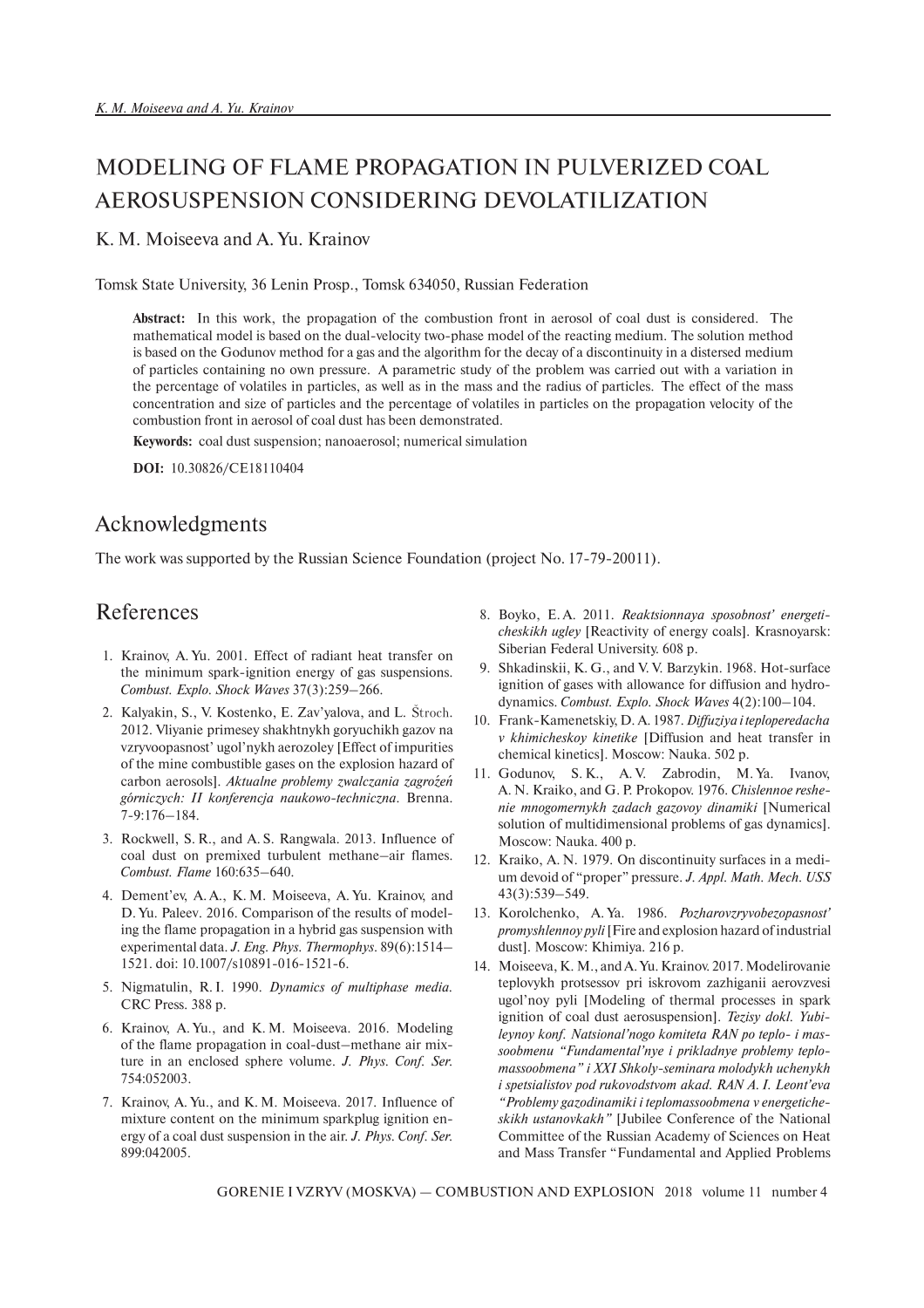# MODELING OF FLAME PROPAGATION IN PULVERIZED COAL AEROSUSPENSION CONSIDERING DEVOLATILIZATION

K. M. Moiseeva and A. Yu. Krainov

Tomsk State University, 36 Lenin Prosp., Tomsk 634050, Russian Federation

**Abstract:** In this work, the propagation of the combustion front in aerosol of coal dust is considered. The mathematical model is based on the dual-velocity two-phase model of the reacting medium. The solution method is based on the Godunov method for a gas and the algorithm for the decay of a discontinuity in a distersed medium of particles containing no own pressure. A parametric study of the problem was carried out with a variation in the percentage of volatiles in particles, as well as in the mass and the radius of particles. The effect of the mass concentration and size of particles and the percentage of volatiles in particles on the propagation velocity of the combustion front in aerosol of coal dust has been demonstrated.

**Keywords:** coal dust suspension; nanoaerosol; numerical simulation

**DOI:** 10.30826/CE18110404

## Acknowledgments

The work was supported by the Russian Science Foundation (project No. 17-79-20011).

## References

1. Krainov, A. Yu. 2001. Effect of radiant heat transfer on the minimum spark-ignition energy of gas suspensions. *Combust. Explo. Shock Waves* 37(3):259–266.
2. Kalyakin, S., V. Kostenko, E. Zav'yalova, and L. Štroch. 2012. Vliyanie primesey shakhtnykh goryuchikh gazov na vzryvoopasnost' ugol'nykh aerozoley [Effect of impurities of the mine combustible gases on the explosion hazard of carbon aerosols]. *Aktualne problemy zwalczania zagrożeń górniczych: II konferencja naukowo-techniczna*. Brenna. 7-9:176–184.
3. Rockwell, S. R., and A. S. Rangwala. 2013. Influence of coal dust on premixed turbulent methane–air flames. *Combust. Flame* 160:635–640.
4. Dement'ev, A. A., K. M. Moiseeva, A. Yu. Krainov, and D. Yu. Paleev. 2016. Comparison of the results of modeling the flame propagation in a hybrid gas suspension with experimental data. *J. Eng. Phys. Thermophys.* 89(6):1514–1521. doi: 10.1007/s10891-016-1521-6.
5. Nigmatulin, R. I. 1990. *Dynamics of multiphase media.* CRC Press. 388 p.
6. Krainov, A. Yu., and K. M. Moiseeva. 2016. Modeling of the flame propagation in coal-dust–methane air mixture in an enclosed sphere volume. *J. Phys. Conf. Ser.* 754:052003.
7. Krainov, A. Yu., and K. M. Moiseeva. 2017. Influence of mixture content on the minimum sparkplug ignition energy of a coal dust suspension in the air. *J. Phys. Conf. Ser.* 899:042005.
8. Boyko, E. A. 2011. *Reaktsionnaya sposobnost' energeticheskikh ugley* [Reactivity of energy coals]. Krasnoyarsk: Siberian Federal University. 608 p.
9. Shkadinskii, K. G., and V. V. Barzykin. 1968. Hot-surface ignition of gases with allowance for diffusion and hydrodynamics. *Combust. Explo. Shock Waves* 4(2):100–104.
10. Frank-Kamenetskiy, D. A. 1987. *Diffuziya i teploperedacha v khimicheskoy kinetike* [Diffusion and heat transfer in chemical kinetics]. Moscow: Nauka. 502 p.
11. Godunov, S. K., A. V. Zabrodin, M. Ya. Ivanov, A. N. Kraiko, and G. P. Prokopov. 1976. *Chislennoe reshenie mnogomernykh zadach gazovoy dinamiki* [Numerical solution of multidimensional problems of gas dynamics]. Moscow: Nauka. 400 p.
12. Kraiko, A. N. 1979. On discontinuity surfaces in a medium devoid of "proper" pressure. *J. Appl. Math. Mech. USS* 43(3):539–549.
13. Korolchenko, A. Ya. 1986. *Pozharovzryvobezopasnost' promyshlennoy pyli* [Fire and explosion hazard of industrial dust]. Moscow: Khimiya. 216 p.
14. Moiseeva, K. M., and A. Yu. Krainov. 2017. Modelirovanie teplovykh protsessov pri iskrovom zazhiganii aerovzvesi ugol'noy pyli [Modeling of thermal processes in spark ignition of coal dust aerosuspension]. *Tezisy dokl. Yubileynoy konf. Natsional'nogo komiteta RAN po teplo- i massoobmenu "Fundamental'nye i prikladnye problemy teplomassoobmena" i XXI Shkoly-seminara molodykh uchenykh i spetsialistov pod rukovodstvom akad. RAN A. I. Leont'eva "Problemy gazodinamiki i teplomassoobmena v energeticheskikh ustanovkakh"* [Jubilee Conference of the National Committee of the Russian Academy of Sciences on Heat and Mass Transfer "Fundamental and Applied Problems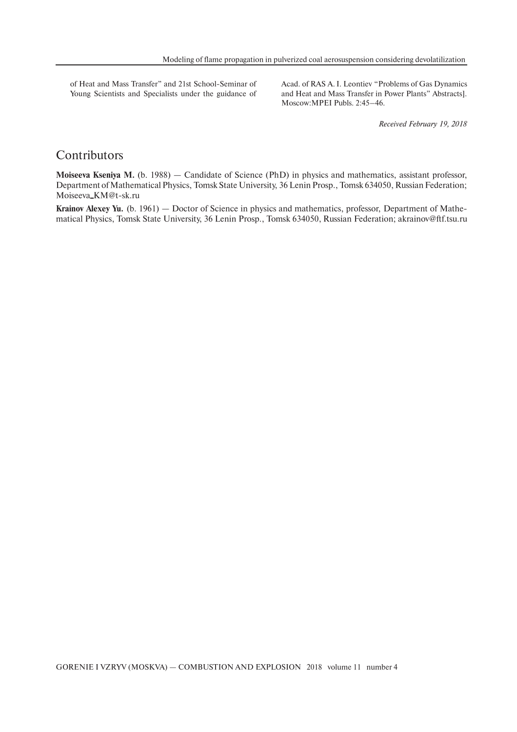of Heat and Mass Transfer" and 21st School-Seminar of Young Scientists and Specialists under the guidance of Acad. of RAS A. I. Leontiev "Problems of Gas Dynamics and Heat and Mass Transfer in Power Plants" Abstracts]. Moscow:MPEI Publs. 2:45–46.

*Received February 19, 2018*

## Contributors

**Moiseeva Kseniya M.** (b. 1988) — Candidate of Science (PhD) in physics and mathematics, assistant professor, Department of Mathematical Physics, Tomsk State University, 36 Lenin Prosp., Tomsk 634050, Russian Federation; Moiseeva_KM@t-sk.ru

**Krainov Alexey Yu.** (b. 1961) — Doctor of Science in physics and mathematics, professor, Department of Mathematical Physics, Tomsk State University, 36 Lenin Prosp., Tomsk 634050, Russian Federation; akrainov@ftf.tsu.ru